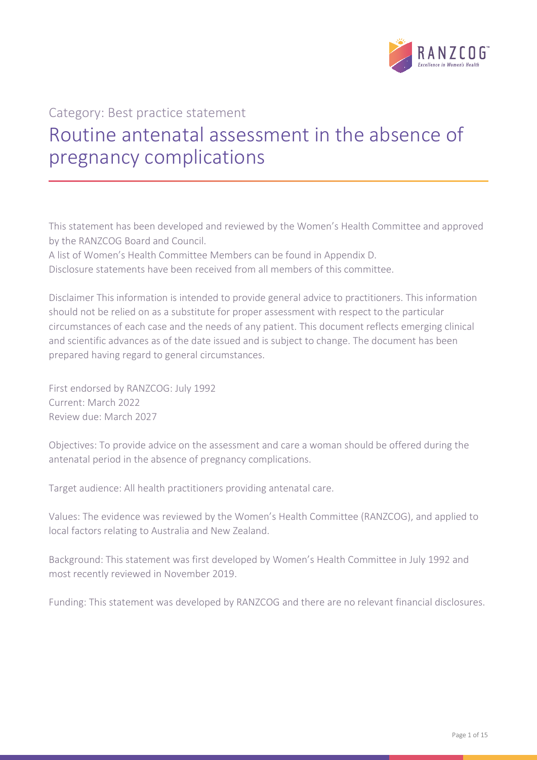Category: Best practice statement

# Routine antenatal assessment in the absence of pregnancy complications

This statement has been developed and reviewed by the Women's Health Committee and approved by the RANZCOG Board and Council.

A list of Women's Health Committee Members can be found in Appendix D.

Disclosure statements have been received from all members of this committee.

Disclaimer This information is intended to provide general advice to practitioners. This information should not be relied on as a substitute for proper assessment with respect to the particular circumstances of each case and the needs of any patient. This document reflects emerging clinical and scientific advances as of the date issued and is subject to change. The document has been prepared having regard to general circumstances.

First endorsed by RANZCOG: July 1992
Current: March 2022
Review due: March 2027

Objectives: To provide advice on the assessment and care a woman should be offered during the antenatal period in the absence of pregnancy complications.

Target audience: All health practitioners providing antenatal care.

Values: The evidence was reviewed by the Women's Health Committee (RANZCOG), and applied to local factors relating to Australia and New Zealand.

Background: This statement was first developed by Women's Health Committee in July 1992 and most recently reviewed in November 2019.

Funding: This statement was developed by RANZCOG and there are no relevant financial disclosures.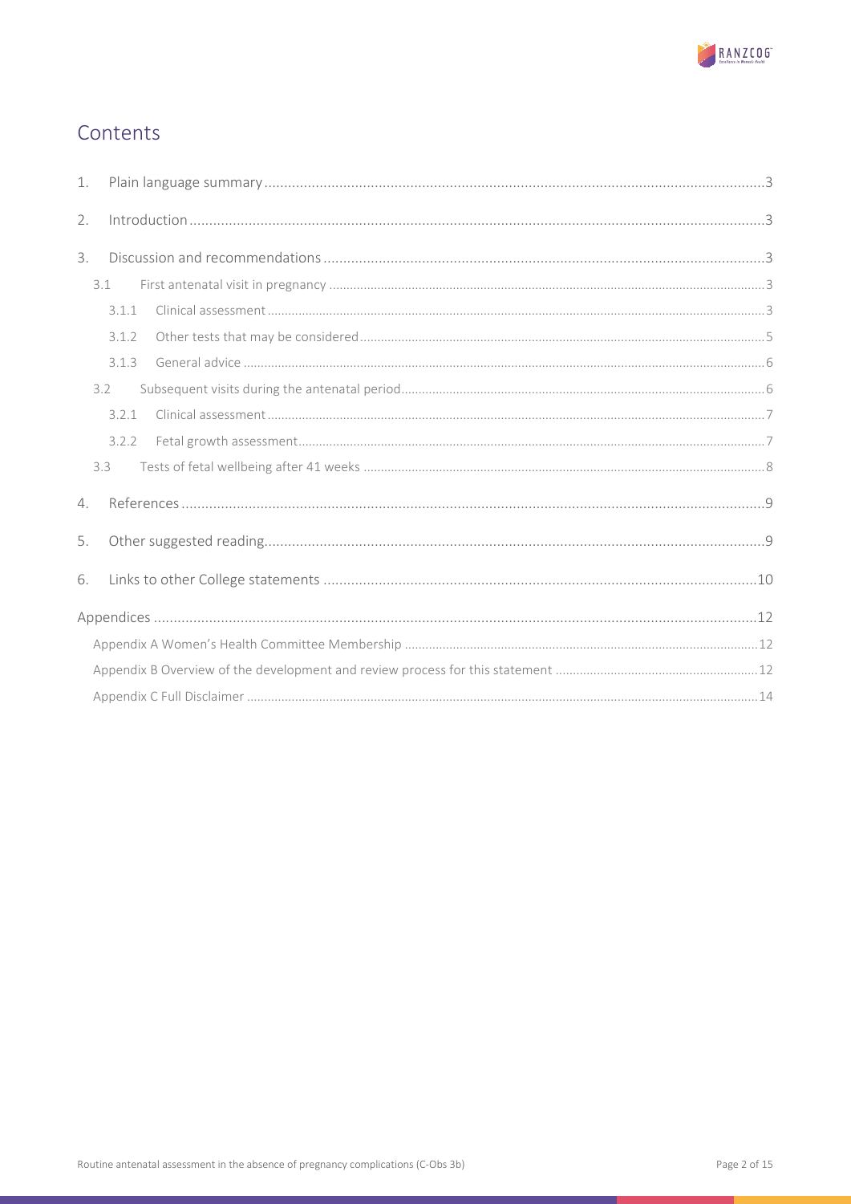## Contents

1. Plain language summary ..... 3
2. Introduction ..... 3
3. Discussion and recommendations ..... 3
   - 3.1 First antenatal visit in pregnancy ..... 3
     - 3.1.1 Clinical assessment ..... 3
     - 3.1.2 Other tests that may be considered ..... 5
     - 3.1.3 General advice ..... 6
   - 3.2 Subsequent visits during the antenatal period ..... 6
     - 3.2.1 Clinical assessment ..... 7
     - 3.2.2 Fetal growth assessment ..... 7
   - 3.3 Tests of fetal wellbeing after 41 weeks ..... 8
4. References ..... 9
5. Other suggested reading ..... 9
6. Links to other College statements ..... 10

Appendices ..... 12

- Appendix A Women's Health Committee Membership ..... 12
- Appendix B Overview of the development and review process for this statement ..... 12
- Appendix C Full Disclaimer ..... 14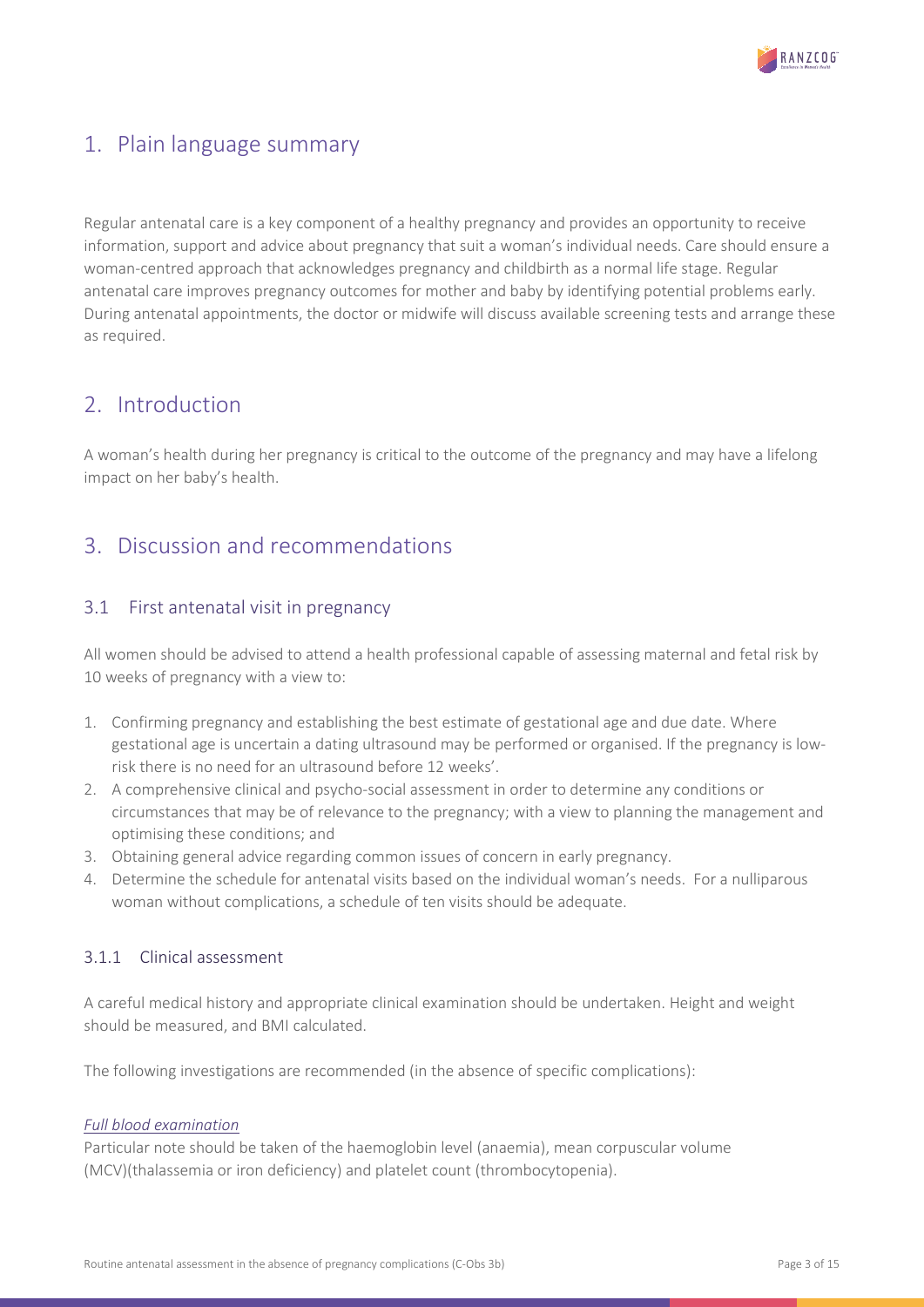## 1. Plain language summary

Regular antenatal care is a key component of a healthy pregnancy and provides an opportunity to receive information, support and advice about pregnancy that suit a woman's individual needs. Care should ensure a woman-centred approach that acknowledges pregnancy and childbirth as a normal life stage. Regular antenatal care improves pregnancy outcomes for mother and baby by identifying potential problems early. During antenatal appointments, the doctor or midwife will discuss available screening tests and arrange these as required.

## 2. Introduction

A woman's health during her pregnancy is critical to the outcome of the pregnancy and may have a lifelong impact on her baby's health.

## 3. Discussion and recommendations

### 3.1 First antenatal visit in pregnancy

All women should be advised to attend a health professional capable of assessing maternal and fetal risk by 10 weeks of pregnancy with a view to:

1. Confirming pregnancy and establishing the best estimate of gestational age and due date. Where gestational age is uncertain a dating ultrasound may be performed or organised. If the pregnancy is low-risk there is no need for an ultrasound before 12 weeks'.
2. A comprehensive clinical and psycho-social assessment in order to determine any conditions or circumstances that may be of relevance to the pregnancy; with a view to planning the management and optimising these conditions; and
3. Obtaining general advice regarding common issues of concern in early pregnancy.
4. Determine the schedule for antenatal visits based on the individual woman's needs. For a nulliparous woman without complications, a schedule of ten visits should be adequate.

#### 3.1.1 Clinical assessment

A careful medical history and appropriate clinical examination should be undertaken. Height and weight should be measured, and BMI calculated.

The following investigations are recommended (in the absence of specific complications):

*Full blood examination*
Particular note should be taken of the haemoglobin level (anaemia), mean corpuscular volume (MCV)(thalassemia or iron deficiency) and platelet count (thrombocytopenia).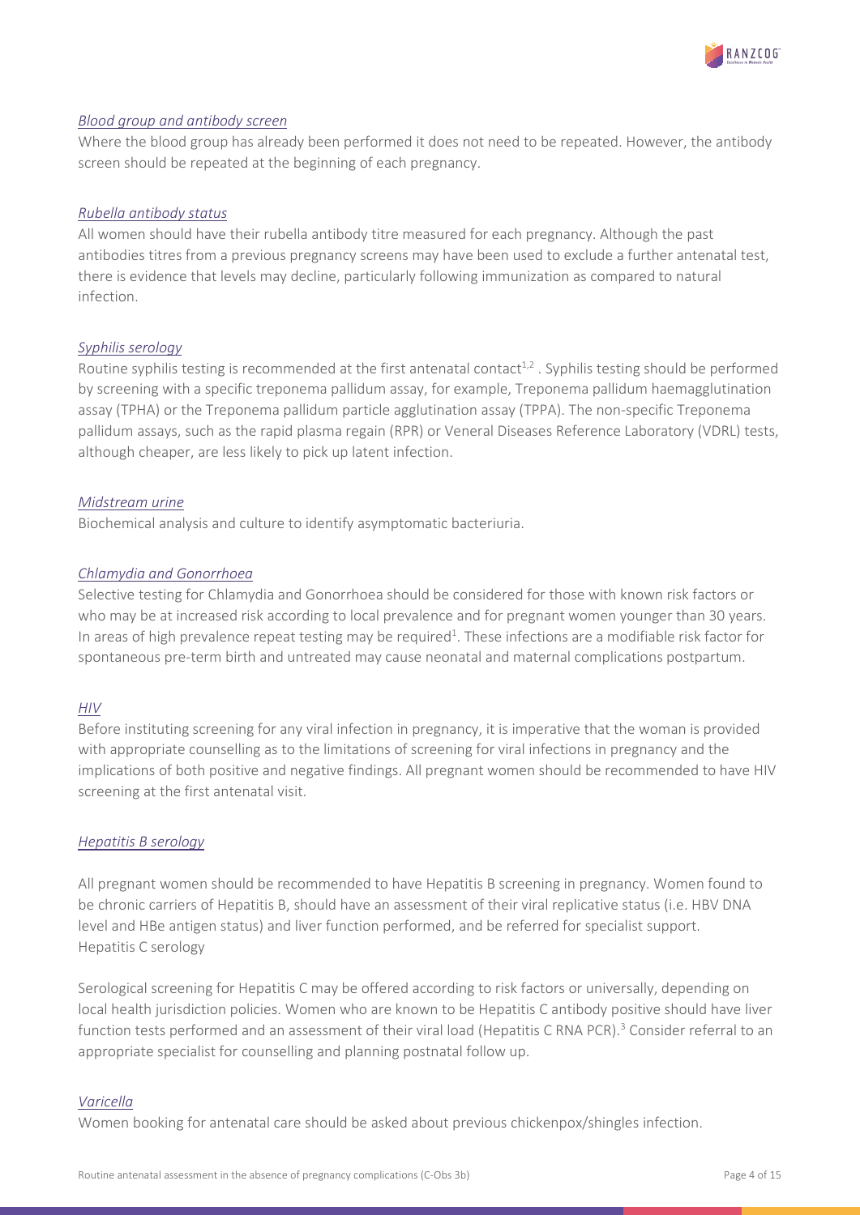*Blood group and antibody screen*

Where the blood group has already been performed it does not need to be repeated. However, the antibody screen should be repeated at the beginning of each pregnancy.

*Rubella antibody status*

All women should have their rubella antibody titre measured for each pregnancy. Although the past antibodies titres from a previous pregnancy screens may have been used to exclude a further antenatal test, there is evidence that levels may decline, particularly following immunization as compared to natural infection.

*Syphilis serology*

Routine syphilis testing is recommended at the first antenatal contact[1,2] . Syphilis testing should be performed by screening with a specific treponema pallidum assay, for example, Treponema pallidum haemagglutination assay (TPHA) or the Treponema pallidum particle agglutination assay (TPPA). The non-specific Treponema pallidum assays, such as the rapid plasma regain (RPR) or Veneral Diseases Reference Laboratory (VDRL) tests, although cheaper, are less likely to pick up latent infection.

*Midstream urine*

Biochemical analysis and culture to identify asymptomatic bacteriuria.

*Chlamydia and Gonorrhoea*

Selective testing for Chlamydia and Gonorrhoea should be considered for those with known risk factors or who may be at increased risk according to local prevalence and for pregnant women younger than 30 years. In areas of high prevalence repeat testing may be required[1]. These infections are a modifiable risk factor for spontaneous pre-term birth and untreated may cause neonatal and maternal complications postpartum.

*HIV*

Before instituting screening for any viral infection in pregnancy, it is imperative that the woman is provided with appropriate counselling as to the limitations of screening for viral infections in pregnancy and the implications of both positive and negative findings. All pregnant women should be recommended to have HIV screening at the first antenatal visit.

*Hepatitis B serology*

All pregnant women should be recommended to have Hepatitis B screening in pregnancy. Women found to be chronic carriers of Hepatitis B, should have an assessment of their viral replicative status (i.e. HBV DNA level and HBe antigen status) and liver function performed, and be referred for specialist support.
Hepatitis C serology

Serological screening for Hepatitis C may be offered according to risk factors or universally, depending on local health jurisdiction policies. Women who are known to be Hepatitis C antibody positive should have liver function tests performed and an assessment of their viral load (Hepatitis C RNA PCR).[3] Consider referral to an appropriate specialist for counselling and planning postnatal follow up.

*Varicella*

Women booking for antenatal care should be asked about previous chickenpox/shingles infection.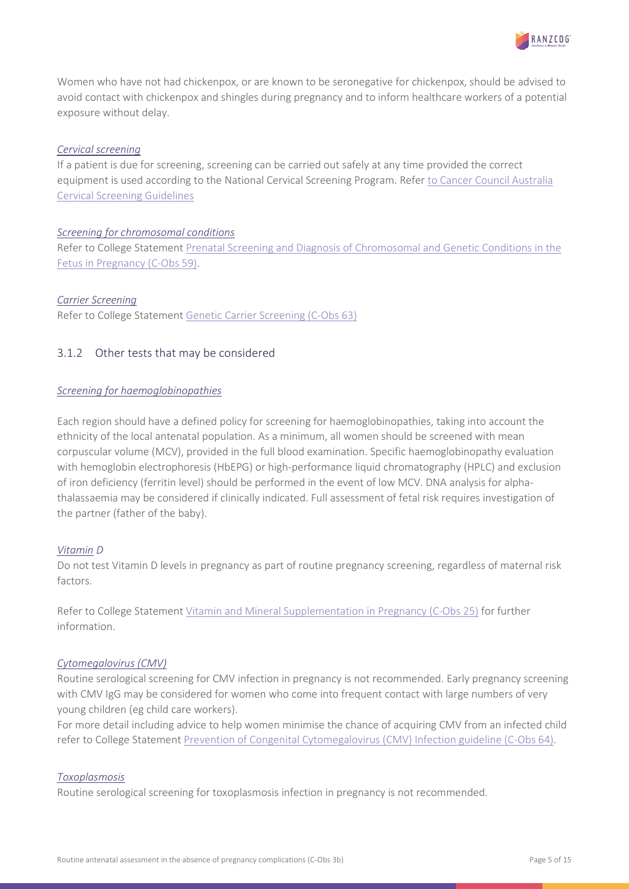Women who have not had chickenpox, or are known to be seronegative for chickenpox, should be advised to avoid contact with chickenpox and shingles during pregnancy and to inform healthcare workers of a potential exposure without delay.

*Cervical screening*

If a patient is due for screening, screening can be carried out safely at any time provided the correct equipment is used according to the National Cervical Screening Program. Refer to Cancer Council Australia Cervical Screening Guidelines

*Screening for chromosomal conditions*

Refer to College Statement Prenatal Screening and Diagnosis of Chromosomal and Genetic Conditions in the Fetus in Pregnancy (C-Obs 59).

*Carrier Screening*

Refer to College Statement Genetic Carrier Screening (C-Obs 63)

### 3.1.2 Other tests that may be considered

*Screening for haemoglobinopathies*

Each region should have a defined policy for screening for haemoglobinopathies, taking into account the ethnicity of the local antenatal population. As a minimum, all women should be screened with mean corpuscular volume (MCV), provided in the full blood examination. Specific haemoglobinopathy evaluation with hemoglobin electrophoresis (HbEPG) or high-performance liquid chromatography (HPLC) and exclusion of iron deficiency (ferritin level) should be performed in the event of low MCV. DNA analysis for alpha-thalassaemia may be considered if clinically indicated. Full assessment of fetal risk requires investigation of the partner (father of the baby).

*Vitamin D*

Do not test Vitamin D levels in pregnancy as part of routine pregnancy screening, regardless of maternal risk factors.

Refer to College Statement Vitamin and Mineral Supplementation in Pregnancy (C-Obs 25) for further information.

*Cytomegalovirus (CMV)*

Routine serological screening for CMV infection in pregnancy is not recommended. Early pregnancy screening with CMV IgG may be considered for women who come into frequent contact with large numbers of very young children (eg child care workers).

For more detail including advice to help women minimise the chance of acquiring CMV from an infected child refer to College Statement Prevention of Congenital Cytomegalovirus (CMV) Infection guideline (C-Obs 64).

*Toxoplasmosis*

Routine serological screening for toxoplasmosis infection in pregnancy is not recommended.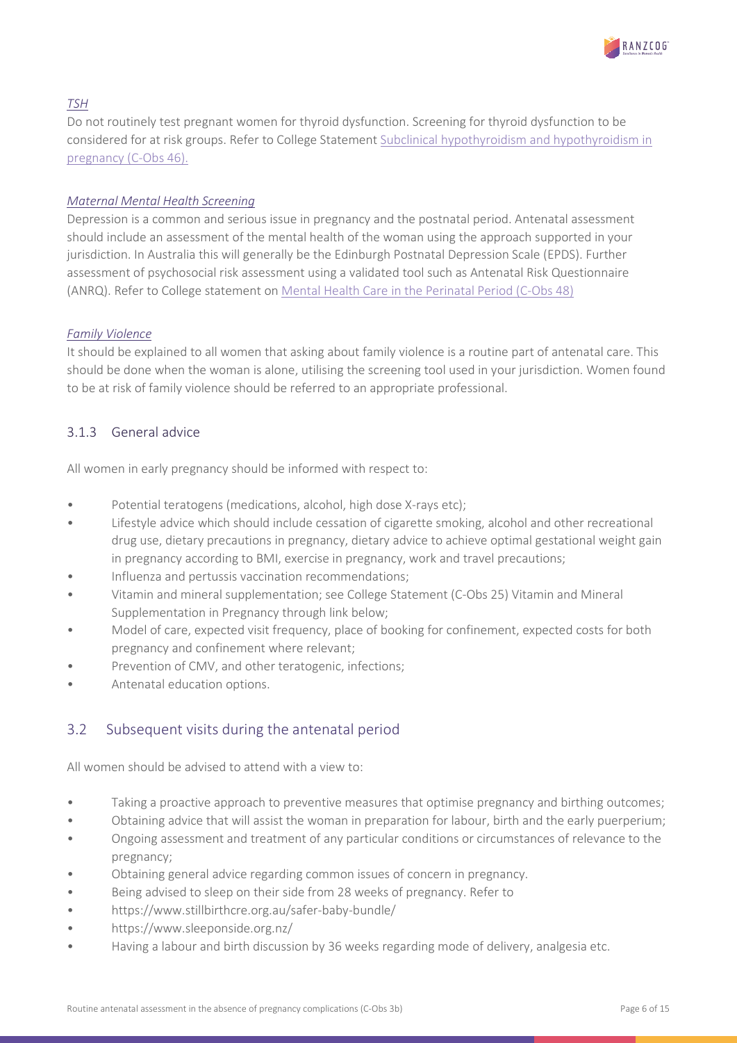*TSH*

Do not routinely test pregnant women for thyroid dysfunction. Screening for thyroid dysfunction to be considered for at risk groups. Refer to College Statement Subclinical hypothyroidism and hypothyroidism in pregnancy (C-Obs 46).

*Maternal Mental Health Screening*

Depression is a common and serious issue in pregnancy and the postnatal period. Antenatal assessment should include an assessment of the mental health of the woman using the approach supported in your jurisdiction. In Australia this will generally be the Edinburgh Postnatal Depression Scale (EPDS). Further assessment of psychosocial risk assessment using a validated tool such as Antenatal Risk Questionnaire (ANRQ). Refer to College statement on Mental Health Care in the Perinatal Period (C-Obs 48)

*Family Violence*

It should be explained to all women that asking about family violence is a routine part of antenatal care. This should be done when the woman is alone, utilising the screening tool used in your jurisdiction. Women found to be at risk of family violence should be referred to an appropriate professional.

### 3.1.3 General advice

All women in early pregnancy should be informed with respect to:

- Potential teratogens (medications, alcohol, high dose X-rays etc);
- Lifestyle advice which should include cessation of cigarette smoking, alcohol and other recreational drug use, dietary precautions in pregnancy, dietary advice to achieve optimal gestational weight gain in pregnancy according to BMI, exercise in pregnancy, work and travel precautions;
- Influenza and pertussis vaccination recommendations;
- Vitamin and mineral supplementation; see College Statement (C-Obs 25) Vitamin and Mineral Supplementation in Pregnancy through link below;
- Model of care, expected visit frequency, place of booking for confinement, expected costs for both pregnancy and confinement where relevant;
- Prevention of CMV, and other teratogenic, infections;
- Antenatal education options.

## 3.2 Subsequent visits during the antenatal period

All women should be advised to attend with a view to:

- Taking a proactive approach to preventive measures that optimise pregnancy and birthing outcomes;
- Obtaining advice that will assist the woman in preparation for labour, birth and the early puerperium;
- Ongoing assessment and treatment of any particular conditions or circumstances of relevance to the pregnancy;
- Obtaining general advice regarding common issues of concern in pregnancy.
- Being advised to sleep on their side from 28 weeks of pregnancy. Refer to
- https://www.stillbirthcre.org.au/safer-baby-bundle/
- https://www.sleeponside.org.nz/
- Having a labour and birth discussion by 36 weeks regarding mode of delivery, analgesia etc.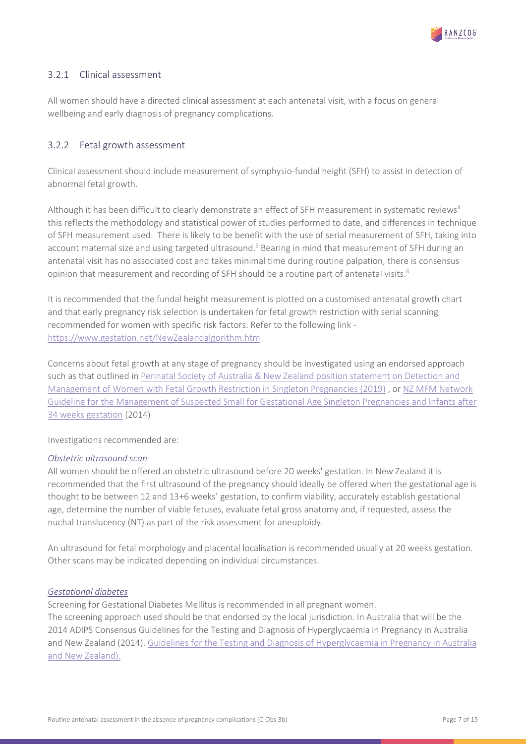### 3.2.1 Clinical assessment

All women should have a directed clinical assessment at each antenatal visit, with a focus on general wellbeing and early diagnosis of pregnancy complications.

### 3.2.2 Fetal growth assessment

Clinical assessment should include measurement of symphysio-fundal height (SFH) to assist in detection of abnormal fetal growth.

Although it has been difficult to clearly demonstrate an effect of SFH measurement in systematic reviews[4] this reflects the methodology and statistical power of studies performed to date, and differences in technique of SFH measurement used. There is likely to be benefit with the use of serial measurement of SFH, taking into account maternal size and using targeted ultrasound.[5] Bearing in mind that measurement of SFH during an antenatal visit has no associated cost and takes minimal time during routine palpation, there is consensus opinion that measurement and recording of SFH should be a routine part of antenatal visits.[6]

It is recommended that the fundal height measurement is plotted on a customised antenatal growth chart and that early pregnancy risk selection is undertaken for fetal growth restriction with serial scanning recommended for women with specific risk factors. Refer to the following link - https://www.gestation.net/NewZealandalgorithm.htm

Concerns about fetal growth at any stage of pregnancy should be investigated using an endorsed approach such as that outlined in Perinatal Society of Australia & New Zealand position statement on Detection and Management of Women with Fetal Growth Restriction in Singleton Pregnancies (2019) , or NZ MFM Network Guideline for the Management of Suspected Small for Gestational Age Singleton Pregnancies and Infants after 34 weeks gestation (2014)

Investigations recommended are:

*Obstetric ultrasound scan*

All women should be offered an obstetric ultrasound before 20 weeks' gestation. In New Zealand it is recommended that the first ultrasound of the pregnancy should ideally be offered when the gestational age is thought to be between 12 and 13+6 weeks' gestation, to confirm viability, accurately establish gestational age, determine the number of viable fetuses, evaluate fetal gross anatomy and, if requested, assess the nuchal translucency (NT) as part of the risk assessment for aneuploidy.

An ultrasound for fetal morphology and placental localisation is recommended usually at 20 weeks gestation. Other scans may be indicated depending on individual circumstances.

*Gestational diabetes*

Screening for Gestational Diabetes Mellitus is recommended in all pregnant women.
The screening approach used should be that endorsed by the local jurisdiction. In Australia that will be the 2014 ADIPS Consensus Guidelines for the Testing and Diagnosis of Hyperglycaemia in Pregnancy in Australia and New Zealand (2014). Guidelines for the Testing and Diagnosis of Hyperglycaemia in Pregnancy in Australia and New Zealand).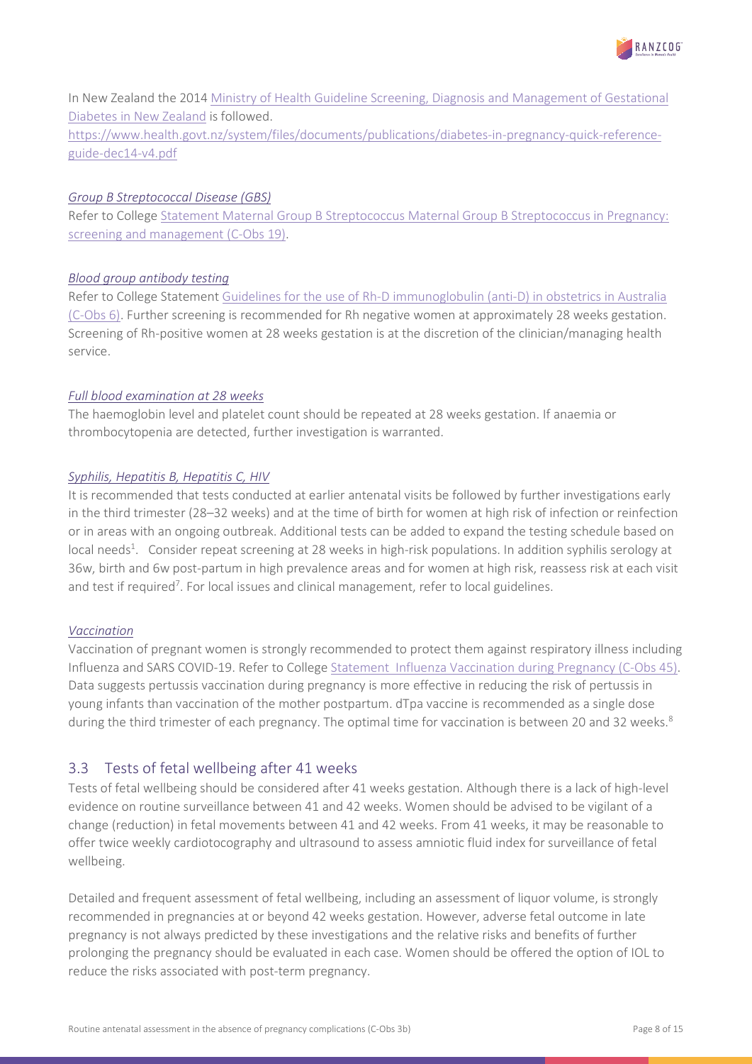In New Zealand the 2014 Ministry of Health Guideline Screening, Diagnosis and Management of Gestational Diabetes in New Zealand is followed.
https://www.health.govt.nz/system/files/documents/publications/diabetes-in-pregnancy-quick-reference-guide-dec14-v4.pdf

*Group B Streptococcal Disease (GBS)*

Refer to College Statement Maternal Group B Streptococcus Maternal Group B Streptococcus in Pregnancy: screening and management (C-Obs 19).

*Blood group antibody testing*

Refer to College Statement Guidelines for the use of Rh-D immunoglobulin (anti-D) in obstetrics in Australia (C-Obs 6). Further screening is recommended for Rh negative women at approximately 28 weeks gestation. Screening of Rh-positive women at 28 weeks gestation is at the discretion of the clinician/managing health service.

*Full blood examination at 28 weeks*

The haemoglobin level and platelet count should be repeated at 28 weeks gestation. If anaemia or thrombocytopenia are detected, further investigation is warranted.

*Syphilis, Hepatitis B, Hepatitis C, HIV*

It is recommended that tests conducted at earlier antenatal visits be followed by further investigations early in the third trimester (28–32 weeks) and at the time of birth for women at high risk of infection or reinfection or in areas with an ongoing outbreak. Additional tests can be added to expand the testing schedule based on local needs[1]. Consider repeat screening at 28 weeks in high-risk populations. In addition syphilis serology at 36w, birth and 6w post-partum in high prevalence areas and for women at high risk, reassess risk at each visit and test if required[7]. For local issues and clinical management, refer to local guidelines.

*Vaccination*

Vaccination of pregnant women is strongly recommended to protect them against respiratory illness including Influenza and SARS COVID-19. Refer to College Statement Influenza Vaccination during Pregnancy (C-Obs 45). Data suggests pertussis vaccination during pregnancy is more effective in reducing the risk of pertussis in young infants than vaccination of the mother postpartum. dTpa vaccine is recommended as a single dose during the third trimester of each pregnancy. The optimal time for vaccination is between 20 and 32 weeks.[8]

## 3.3 Tests of fetal wellbeing after 41 weeks

Tests of fetal wellbeing should be considered after 41 weeks gestation. Although there is a lack of high-level evidence on routine surveillance between 41 and 42 weeks. Women should be advised to be vigilant of a change (reduction) in fetal movements between 41 and 42 weeks. From 41 weeks, it may be reasonable to offer twice weekly cardiotocography and ultrasound to assess amniotic fluid index for surveillance of fetal wellbeing.

Detailed and frequent assessment of fetal wellbeing, including an assessment of liquor volume, is strongly recommended in pregnancies at or beyond 42 weeks gestation. However, adverse fetal outcome in late pregnancy is not always predicted by these investigations and the relative risks and benefits of further prolonging the pregnancy should be evaluated in each case. Women should be offered the option of IOL to reduce the risks associated with post-term pregnancy.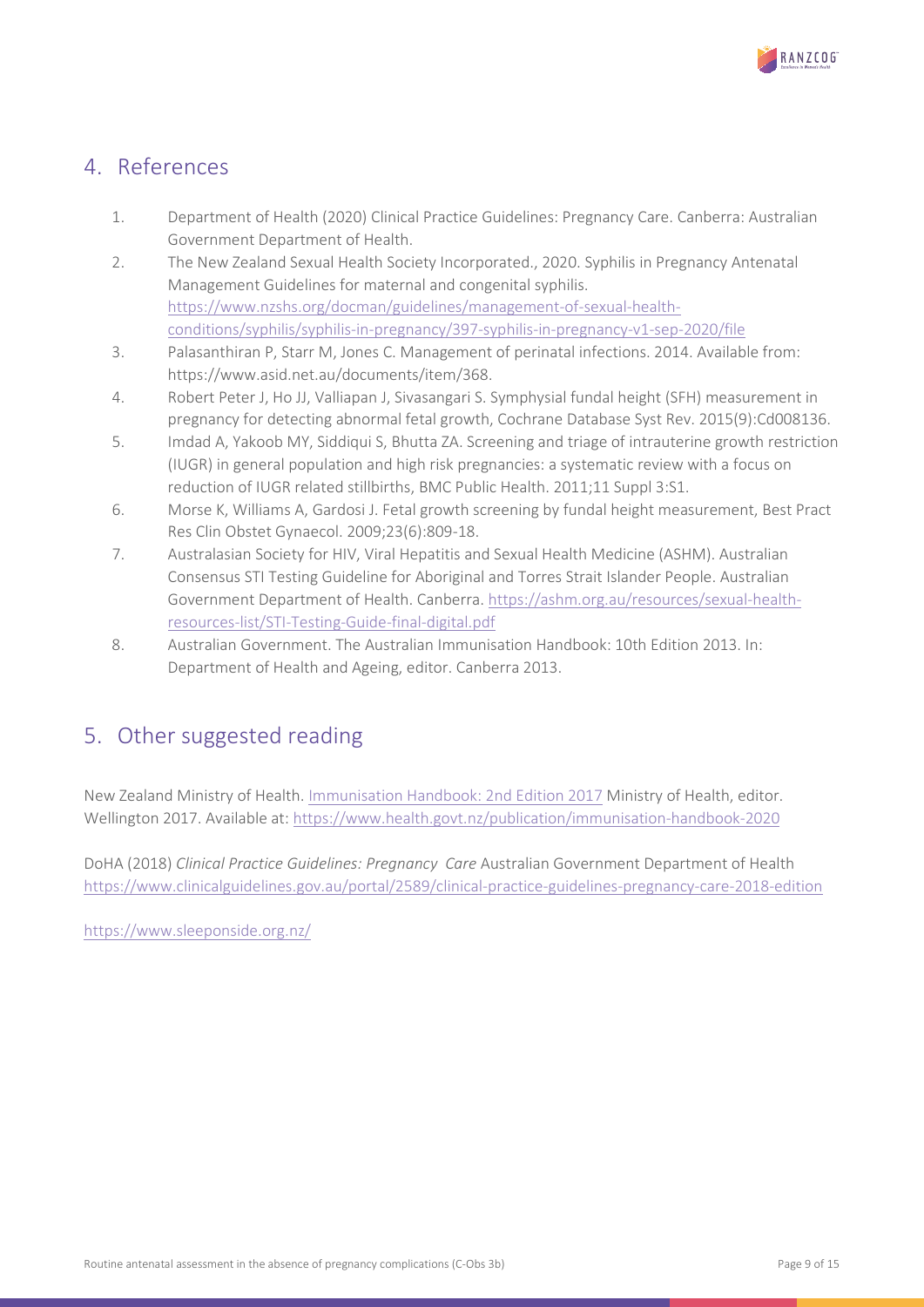## 4. References

1. Department of Health (2020) Clinical Practice Guidelines: Pregnancy Care. Canberra: Australian Government Department of Health.
2. The New Zealand Sexual Health Society Incorporated., 2020. Syphilis in Pregnancy Antenatal Management Guidelines for maternal and congenital syphilis. https://www.nzshs.org/docman/guidelines/management-of-sexual-health-conditions/syphilis/syphilis-in-pregnancy/397-syphilis-in-pregnancy-v1-sep-2020/file
3. Palasanthiran P, Starr M, Jones C. Management of perinatal infections. 2014. Available from: https://www.asid.net.au/documents/item/368.
4. Robert Peter J, Ho JJ, Valliapan J, Sivasangari S. Symphysial fundal height (SFH) measurement in pregnancy for detecting abnormal fetal growth, Cochrane Database Syst Rev. 2015(9):Cd008136.
5. Imdad A, Yakoob MY, Siddiqui S, Bhutta ZA. Screening and triage of intrauterine growth restriction (IUGR) in general population and high risk pregnancies: a systematic review with a focus on reduction of IUGR related stillbirths, BMC Public Health. 2011;11 Suppl 3:S1.
6. Morse K, Williams A, Gardosi J. Fetal growth screening by fundal height measurement, Best Pract Res Clin Obstet Gynaecol. 2009;23(6):809-18.
7. Australasian Society for HIV, Viral Hepatitis and Sexual Health Medicine (ASHM). Australian Consensus STI Testing Guideline for Aboriginal and Torres Strait Islander People. Australian Government Department of Health. Canberra. https://ashm.org.au/resources/sexual-health-resources-list/STI-Testing-Guide-final-digital.pdf
8. Australian Government. The Australian Immunisation Handbook: 10th Edition 2013. In: Department of Health and Ageing, editor. Canberra 2013.

## 5. Other suggested reading

New Zealand Ministry of Health. Immunisation Handbook: 2nd Edition 2017 Ministry of Health, editor. Wellington 2017. Available at: https://www.health.govt.nz/publication/immunisation-handbook-2020

DoHA (2018) *Clinical Practice Guidelines: Pregnancy Care* Australian Government Department of Health https://www.clinicalguidelines.gov.au/portal/2589/clinical-practice-guidelines-pregnancy-care-2018-edition

https://www.sleeponside.org.nz/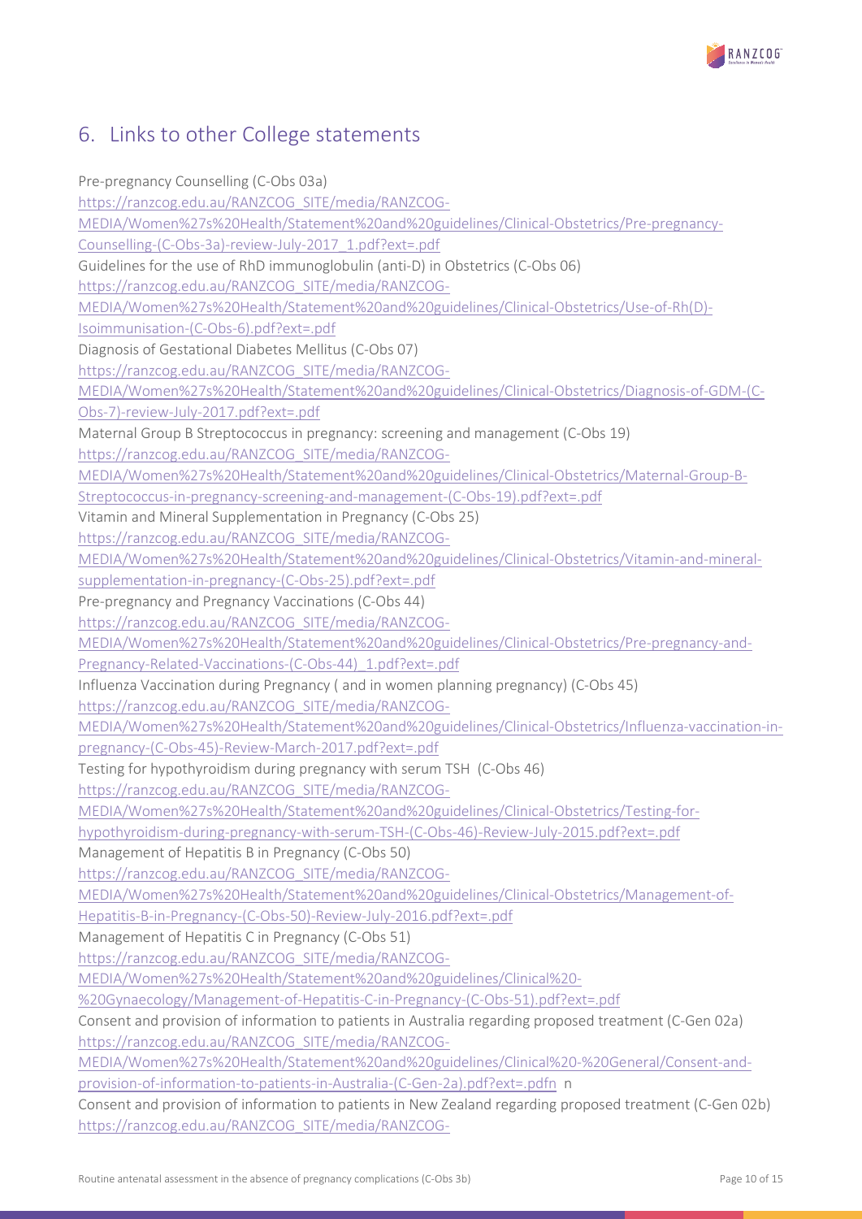## 6. Links to other College statements

Pre-pregnancy Counselling (C-Obs 03a)
https://ranzcog.edu.au/RANZCOG_SITE/media/RANZCOG-MEDIA/Women%27s%20Health/Statement%20and%20guidelines/Clinical-Obstetrics/Pre-pregnancy-Counselling-(C-Obs-3a)-review-July-2017_1.pdf?ext=.pdf

Guidelines for the use of RhD immunoglobulin (anti-D) in Obstetrics (C-Obs 06)
https://ranzcog.edu.au/RANZCOG_SITE/media/RANZCOG-MEDIA/Women%27s%20Health/Statement%20and%20guidelines/Clinical-Obstetrics/Use-of-Rh(D)-Isoimmunisation-(C-Obs-6).pdf?ext=.pdf

Diagnosis of Gestational Diabetes Mellitus (C-Obs 07)
https://ranzcog.edu.au/RANZCOG_SITE/media/RANZCOG-MEDIA/Women%27s%20Health/Statement%20and%20guidelines/Clinical-Obstetrics/Diagnosis-of-GDM-(C-Obs-7)-review-July-2017.pdf?ext=.pdf

Maternal Group B Streptococcus in pregnancy: screening and management (C-Obs 19)
https://ranzcog.edu.au/RANZCOG_SITE/media/RANZCOG-MEDIA/Women%27s%20Health/Statement%20and%20guidelines/Clinical-Obstetrics/Maternal-Group-B-Streptococcus-in-pregnancy-screening-and-management-(C-Obs-19).pdf?ext=.pdf

Vitamin and Mineral Supplementation in Pregnancy (C-Obs 25)
https://ranzcog.edu.au/RANZCOG_SITE/media/RANZCOG-MEDIA/Women%27s%20Health/Statement%20and%20guidelines/Clinical-Obstetrics/Vitamin-and-mineral-supplementation-in-pregnancy-(C-Obs-25).pdf?ext=.pdf

Pre-pregnancy and Pregnancy Vaccinations (C-Obs 44)
https://ranzcog.edu.au/RANZCOG_SITE/media/RANZCOG-MEDIA/Women%27s%20Health/Statement%20and%20guidelines/Clinical-Obstetrics/Pre-pregnancy-and-Pregnancy-Related-Vaccinations-(C-Obs-44)_1.pdf?ext=.pdf

Influenza Vaccination during Pregnancy ( and in women planning pregnancy) (C-Obs 45)
https://ranzcog.edu.au/RANZCOG_SITE/media/RANZCOG-MEDIA/Women%27s%20Health/Statement%20and%20guidelines/Clinical-Obstetrics/Influenza-vaccination-in-pregnancy-(C-Obs-45)-Review-March-2017.pdf?ext=.pdf

Testing for hypothyroidism during pregnancy with serum TSH (C-Obs 46)
https://ranzcog.edu.au/RANZCOG_SITE/media/RANZCOG-MEDIA/Women%27s%20Health/Statement%20and%20guidelines/Clinical-Obstetrics/Testing-for-hypothyroidism-during-pregnancy-with-serum-TSH-(C-Obs-46)-Review-July-2015.pdf?ext=.pdf

Management of Hepatitis B in Pregnancy (C-Obs 50)
https://ranzcog.edu.au/RANZCOG_SITE/media/RANZCOG-MEDIA/Women%27s%20Health/Statement%20and%20guidelines/Clinical-Obstetrics/Management-of-Hepatitis-B-in-Pregnancy-(C-Obs-50)-Review-July-2016.pdf?ext=.pdf

Management of Hepatitis C in Pregnancy (C-Obs 51)
https://ranzcog.edu.au/RANZCOG_SITE/media/RANZCOG-MEDIA/Women%27s%20Health/Statement%20and%20guidelines/Clinical%20-%20Gynaecology/Management-of-Hepatitis-C-in-Pregnancy-(C-Obs-51).pdf?ext=.pdf

Consent and provision of information to patients in Australia regarding proposed treatment (C-Gen 02a)
https://ranzcog.edu.au/RANZCOG_SITE/media/RANZCOG-MEDIA/Women%27s%20Health/Statement%20and%20guidelines/Clinical%20-%20General/Consent-and-provision-of-information-to-patients-in-Australia-(C-Gen-2a).pdf?ext=.pdfn n

Consent and provision of information to patients in New Zealand regarding proposed treatment (C-Gen 02b)
https://ranzcog.edu.au/RANZCOG_SITE/media/RANZCOG-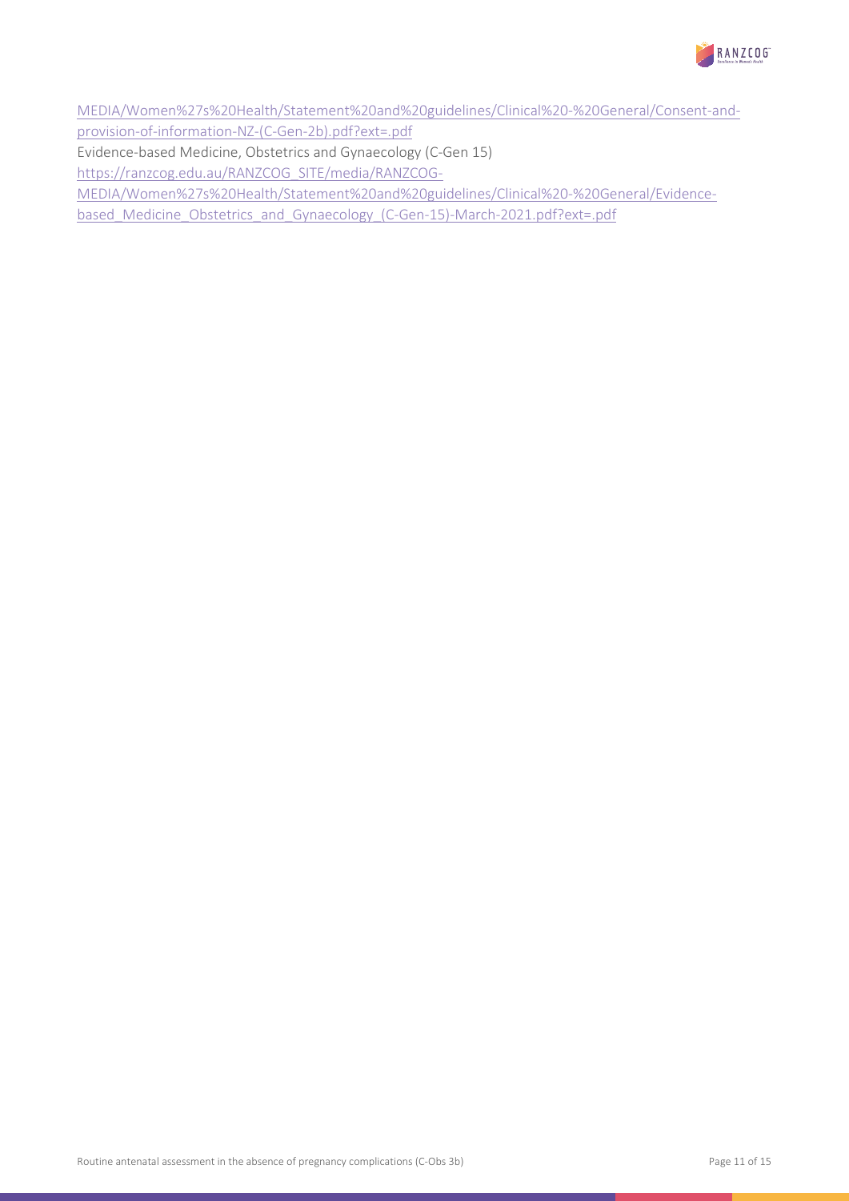MEDIA/Women%27s%20Health/Statement%20and%20guidelines/Clinical%20-%20General/Consent-and-provision-of-information-NZ-(C-Gen-2b).pdf?ext=.pdf

Evidence-based Medicine, Obstetrics and Gynaecology (C-Gen 15)
https://ranzcog.edu.au/RANZCOG_SITE/media/RANZCOG-MEDIA/Women%27s%20Health/Statement%20and%20guidelines/Clinical%20-%20General/Evidence-based_Medicine_Obstetrics_and_Gynaecology_(C-Gen-15)-March-2021.pdf?ext=.pdf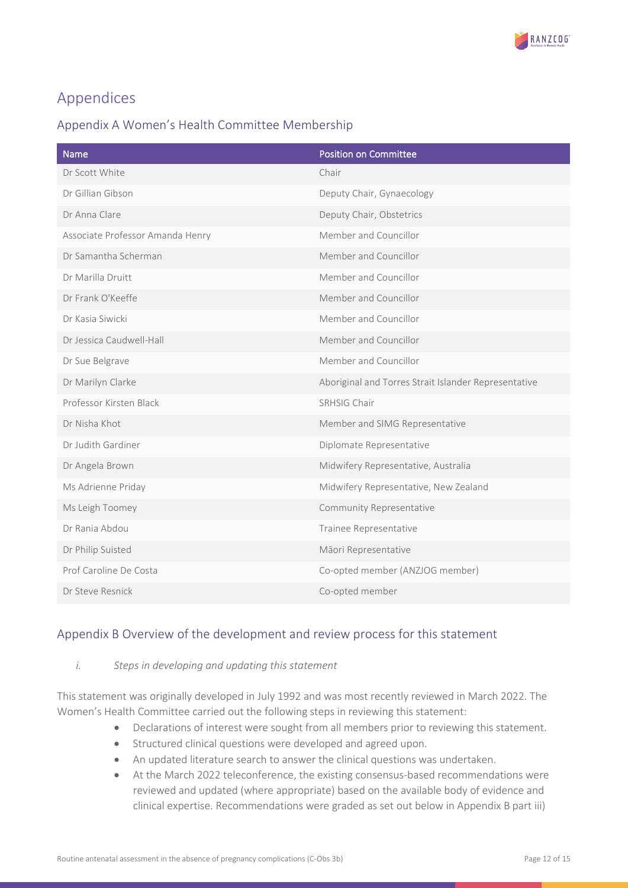# Appendices

## Appendix A Women's Health Committee Membership

| Name | Position on Committee |
| --- | --- |
| Dr Scott White | Chair |
| Dr Gillian Gibson | Deputy Chair, Gynaecology |
| Dr Anna Clare | Deputy Chair, Obstetrics |
| Associate Professor Amanda Henry | Member and Councillor |
| Dr Samantha Scherman | Member and Councillor |
| Dr Marilla Druitt | Member and Councillor |
| Dr Frank O'Keeffe | Member and Councillor |
| Dr Kasia Siwicki | Member and Councillor |
| Dr Jessica Caudwell-Hall | Member and Councillor |
| Dr Sue Belgrave | Member and Councillor |
| Dr Marilyn Clarke | Aboriginal and Torres Strait Islander Representative |
| Professor Kirsten Black | SRHSIG Chair |
| Dr Nisha Khot | Member and SIMG Representative |
| Dr Judith Gardiner | Diplomate Representative |
| Dr Angela Brown | Midwifery Representative, Australia |
| Ms Adrienne Priday | Midwifery Representative, New Zealand |
| Ms Leigh Toomey | Community Representative |
| Dr Rania Abdou | Trainee Representative |
| Dr Philip Suisted | Māori Representative |
| Prof Caroline De Costa | Co-opted member (ANZJOG member) |
| Dr Steve Resnick | Co-opted member |

## Appendix B Overview of the development and review process for this statement

*i. Steps in developing and updating this statement*

This statement was originally developed in July 1992 and was most recently reviewed in March 2022. The Women's Health Committee carried out the following steps in reviewing this statement:

- Declarations of interest were sought from all members prior to reviewing this statement.
- Structured clinical questions were developed and agreed upon.
- An updated literature search to answer the clinical questions was undertaken.
- At the March 2022 teleconference, the existing consensus-based recommendations were reviewed and updated (where appropriate) based on the available body of evidence and clinical expertise. Recommendations were graded as set out below in Appendix B part iii)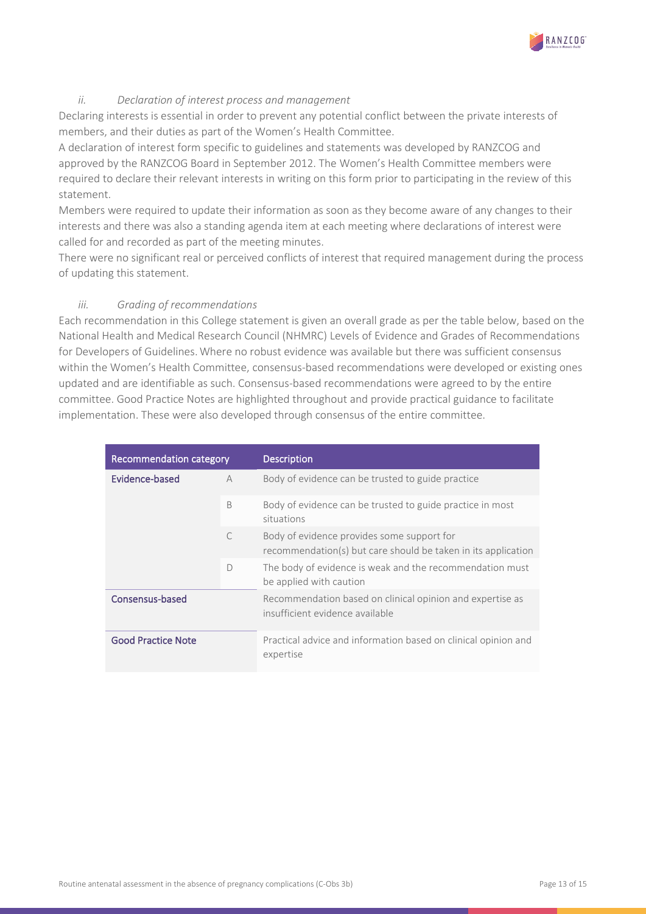*ii. Declaration of interest process and management*

Declaring interests is essential in order to prevent any potential conflict between the private interests of members, and their duties as part of the Women's Health Committee.

A declaration of interest form specific to guidelines and statements was developed by RANZCOG and approved by the RANZCOG Board in September 2012. The Women's Health Committee members were required to declare their relevant interests in writing on this form prior to participating in the review of this statement.

Members were required to update their information as soon as they become aware of any changes to their interests and there was also a standing agenda item at each meeting where declarations of interest were called for and recorded as part of the meeting minutes.

There were no significant real or perceived conflicts of interest that required management during the process of updating this statement.

*iii. Grading of recommendations*

Each recommendation in this College statement is given an overall grade as per the table below, based on the National Health and Medical Research Council (NHMRC) Levels of Evidence and Grades of Recommendations for Developers of Guidelines. Where no robust evidence was available but there was sufficient consensus within the Women's Health Committee, consensus-based recommendations were developed or existing ones updated and are identifiable as such. Consensus-based recommendations were agreed to by the entire committee. Good Practice Notes are highlighted throughout and provide practical guidance to facilitate implementation. These were also developed through consensus of the entire committee.

| Recommendation category | | Description |
|---|---|---|
| Evidence-based | A | Body of evidence can be trusted to guide practice |
| | B | Body of evidence can be trusted to guide practice in most situations |
| | C | Body of evidence provides some support for recommendation(s) but care should be taken in its application |
| | D | The body of evidence is weak and the recommendation must be applied with caution |
| Consensus-based | | Recommendation based on clinical opinion and expertise as insufficient evidence available |
| Good Practice Note | | Practical advice and information based on clinical opinion and expertise |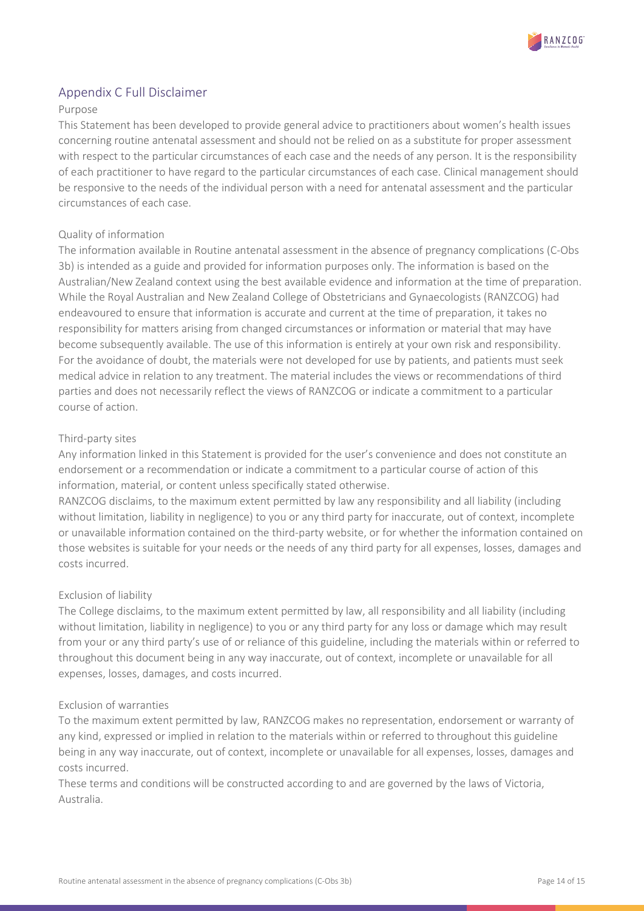## Appendix C Full Disclaimer

### Purpose

This Statement has been developed to provide general advice to practitioners about women's health issues concerning routine antenatal assessment and should not be relied on as a substitute for proper assessment with respect to the particular circumstances of each case and the needs of any person. It is the responsibility of each practitioner to have regard to the particular circumstances of each case. Clinical management should be responsive to the needs of the individual person with a need for antenatal assessment and the particular circumstances of each case.

### Quality of information

The information available in Routine antenatal assessment in the absence of pregnancy complications (C-Obs 3b) is intended as a guide and provided for information purposes only. The information is based on the Australian/New Zealand context using the best available evidence and information at the time of preparation. While the Royal Australian and New Zealand College of Obstetricians and Gynaecologists (RANZCOG) had endeavoured to ensure that information is accurate and current at the time of preparation, it takes no responsibility for matters arising from changed circumstances or information or material that may have become subsequently available. The use of this information is entirely at your own risk and responsibility. For the avoidance of doubt, the materials were not developed for use by patients, and patients must seek medical advice in relation to any treatment. The material includes the views or recommendations of third parties and does not necessarily reflect the views of RANZCOG or indicate a commitment to a particular course of action.

### Third-party sites

Any information linked in this Statement is provided for the user's convenience and does not constitute an endorsement or a recommendation or indicate a commitment to a particular course of action of this information, material, or content unless specifically stated otherwise.

RANZCOG disclaims, to the maximum extent permitted by law any responsibility and all liability (including without limitation, liability in negligence) to you or any third party for inaccurate, out of context, incomplete or unavailable information contained on the third-party website, or for whether the information contained on those websites is suitable for your needs or the needs of any third party for all expenses, losses, damages and costs incurred.

### Exclusion of liability

The College disclaims, to the maximum extent permitted by law, all responsibility and all liability (including without limitation, liability in negligence) to you or any third party for any loss or damage which may result from your or any third party's use of or reliance of this guideline, including the materials within or referred to throughout this document being in any way inaccurate, out of context, incomplete or unavailable for all expenses, losses, damages, and costs incurred.

### Exclusion of warranties

To the maximum extent permitted by law, RANZCOG makes no representation, endorsement or warranty of any kind, expressed or implied in relation to the materials within or referred to throughout this guideline being in any way inaccurate, out of context, incomplete or unavailable for all expenses, losses, damages and costs incurred.

These terms and conditions will be constructed according to and are governed by the laws of Victoria, Australia.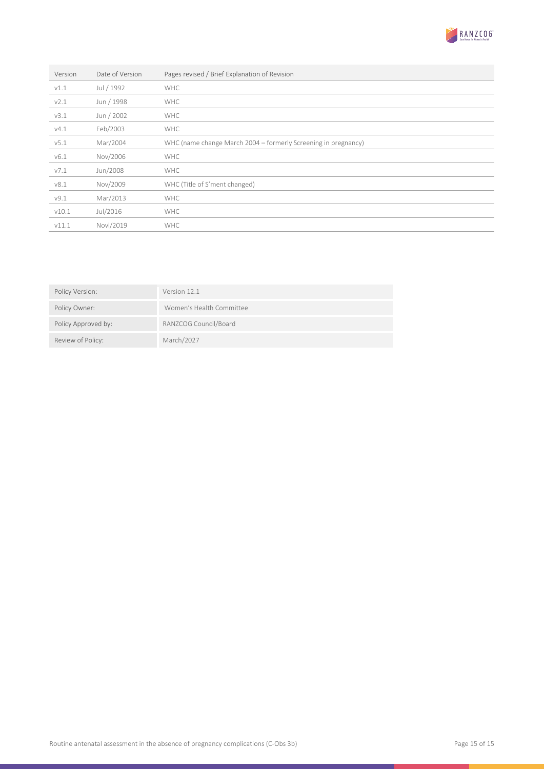| Version | Date of Version | Pages revised / Brief Explanation of Revision |
| --- | --- | --- |
| v1.1 | Jul / 1992 | WHC |
| v2.1 | Jun / 1998 | WHC |
| v3.1 | Jun / 2002 | WHC |
| v4.1 | Feb/2003 | WHC |
| v5.1 | Mar/2004 | WHC (name change March 2004 – formerly Screening in pregnancy) |
| v6.1 | Nov/2006 | WHC |
| v7.1 | Jun/2008 | WHC |
| v8.1 | Nov/2009 | WHC (Title of S'ment changed) |
| v9.1 | Mar/2013 | WHC |
| v10.1 | Jul/2016 | WHC |
| v11.1 | Novl/2019 | WHC |

| | |
| --- | --- |
| Policy Version: | Version 12.1 |
| Policy Owner: | Women's Health Committee |
| Policy Approved by: | RANZCOG Council/Board |
| Review of Policy: | March/2027 |